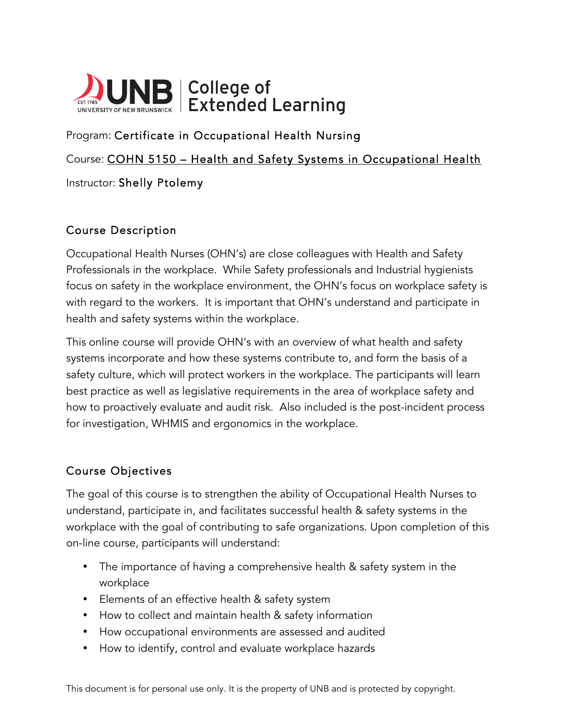UNB | College of Extended Learning

Program: Certificate in Occupational Health Nursing

Course: COHN 5150 – Health and Safety Systems in Occupational Health

Instructor: Shelly Ptolemy

## Course Description

Occupational Health Nurses (OHN's) are close colleagues with Health and Safety Professionals in the workplace. While Safety professionals and Industrial hygienists focus on safety in the workplace environment, the OHN's focus on workplace safety is with regard to the workers. It is important that OHN's understand and participate in health and safety systems within the workplace.

This online course will provide OHN's with an overview of what health and safety systems incorporate and how these systems contribute to, and form the basis of a safety culture, which will protect workers in the workplace. The participants will learn best practice as well as legislative requirements in the area of workplace safety and how to proactively evaluate and audit risk. Also included is the post-incident process for investigation, WHMIS and ergonomics in the workplace.

## Course Objectives

The goal of this course is to strengthen the ability of Occupational Health Nurses to understand, participate in, and facilitates successful health & safety systems in the workplace with the goal of contributing to safe organizations. Upon completion of this on-line course, participants will understand:

- The importance of having a comprehensive health & safety system in the workplace
- Elements of an effective health & safety system
- How to collect and maintain health & safety information
- How occupational environments are assessed and audited
- How to identify, control and evaluate workplace hazards

This document is for personal use only. It is the property of UNB and is protected by copyright.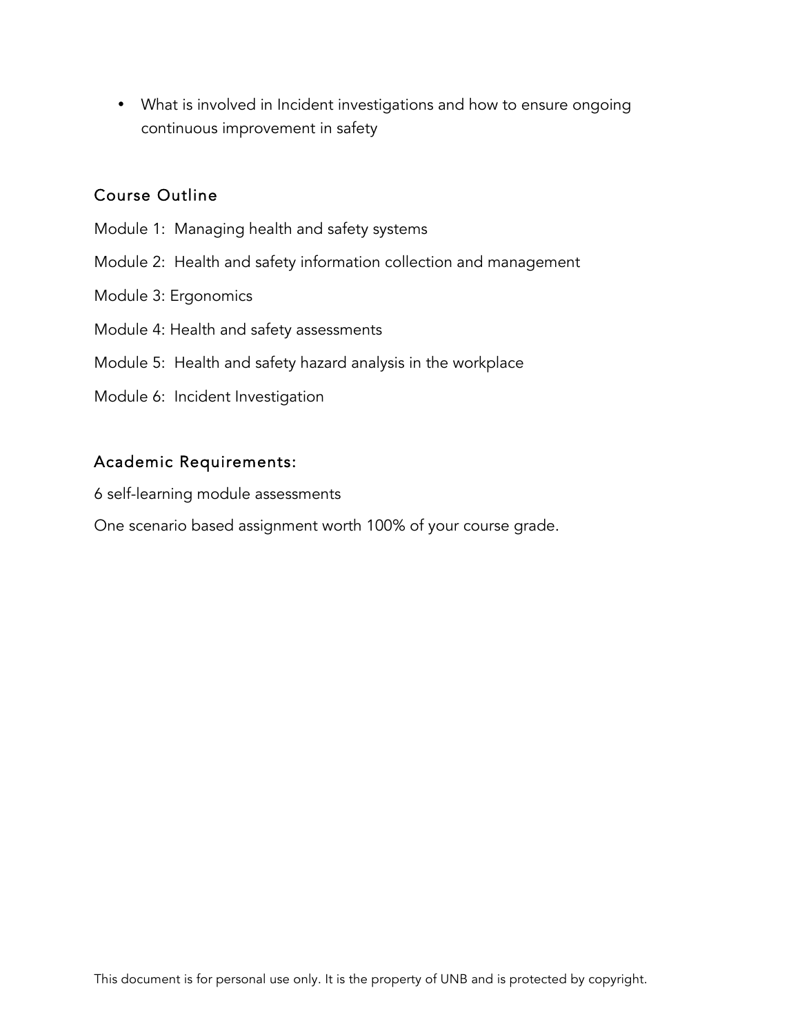- What is involved in Incident investigations and how to ensure ongoing continuous improvement in safety

## Course Outline

Module 1: Managing health and safety systems

Module 2: Health and safety information collection and management

Module 3: Ergonomics

Module 4: Health and safety assessments

Module 5: Health and safety hazard analysis in the workplace

Module 6: Incident Investigation

## Academic Requirements:

6 self-learning module assessments

One scenario based assignment worth 100% of your course grade.

This document is for personal use only. It is the property of UNB and is protected by copyright.